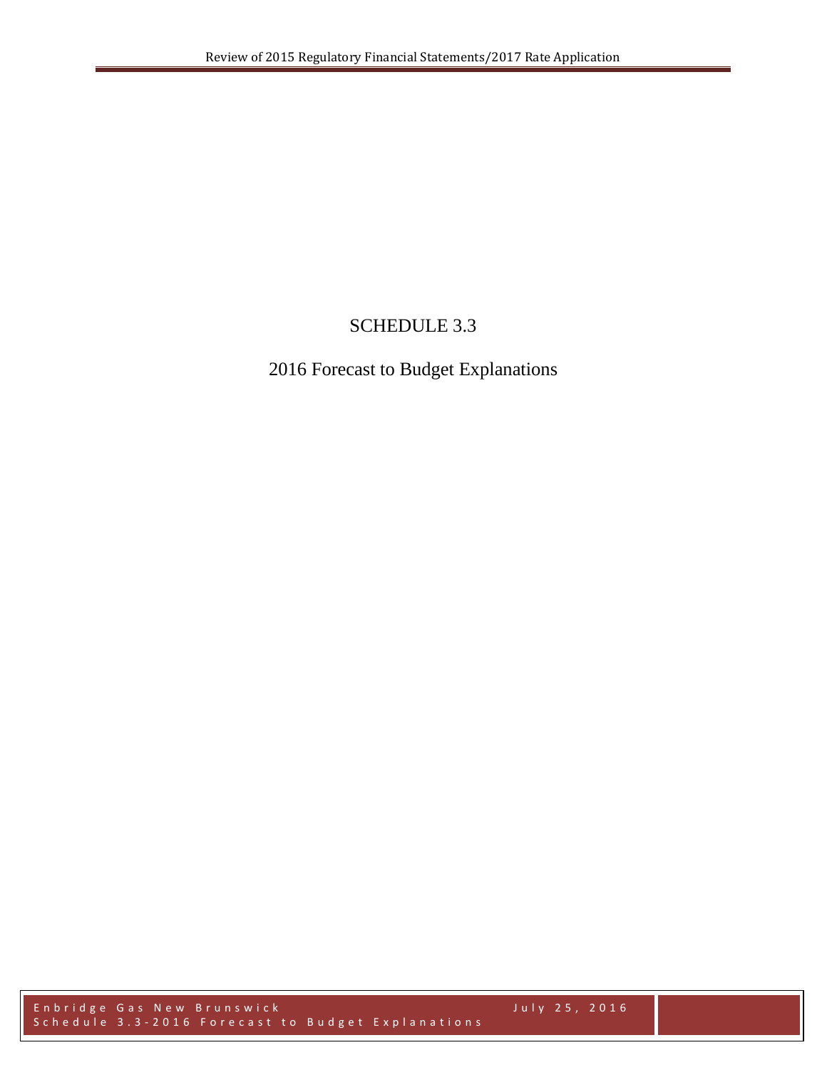# SCHEDULE 3.3

## 2016 Forecast to Budget Explanations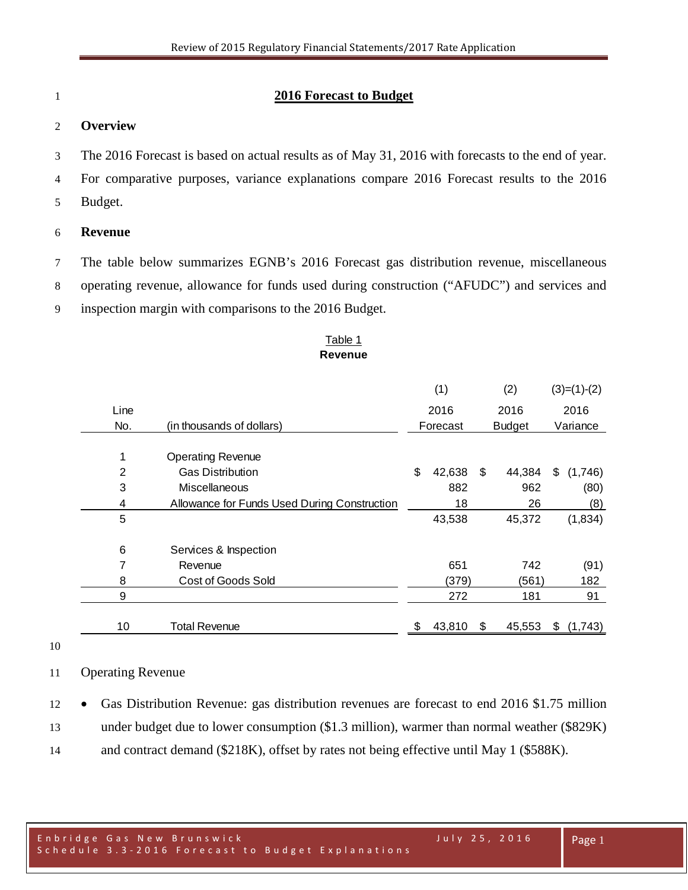## 2016 Forecast to Budget

### Overview

The 2016 Forecast is based on actual results as of May 31, 2016 with forecasts to the end of year. For comparative purposes, variance explanations compare 2016 Forecast results to the 2016 Budget.

### Revenue

The table below summarizes EGNB's 2016 Forecast gas distribution revenue, miscellaneous operating revenue, allowance for funds used during construction ("AFUDC") and services and inspection margin with comparisons to the 2016 Budget.

Table 1
**Revenue**

| Line No. | (in thousands of dollars) | (1) 2016 Forecast | (2) 2016 Budget | (3)=(1)-(2) 2016 Variance |
|---|---|---|---|---|
| 1 | Operating Revenue | | | |
| 2 | Gas Distribution | $ 42,638 | $ 44,384 | $ (1,746) |
| 3 | Miscellaneous | 882 | 962 | (80) |
| 4 | Allowance for Funds Used During Construction | 18 | 26 | (8) |
| 5 | | 43,538 | 45,372 | (1,834) |
| 6 | Services & Inspection | | | |
| 7 | Revenue | 651 | 742 | (91) |
| 8 | Cost of Goods Sold | (379) | (561) | 182 |
| 9 | | 272 | 181 | 91 |
| 10 | Total Revenue | $ 43,810 | $ 45,553 | $ (1,743) |

Operating Revenue

- Gas Distribution Revenue: gas distribution revenues are forecast to end 2016 $1.75 million under budget due to lower consumption ($1.3 million), warmer than normal weather ($829K) and contract demand ($218K), offset by rates not being effective until May 1 ($588K).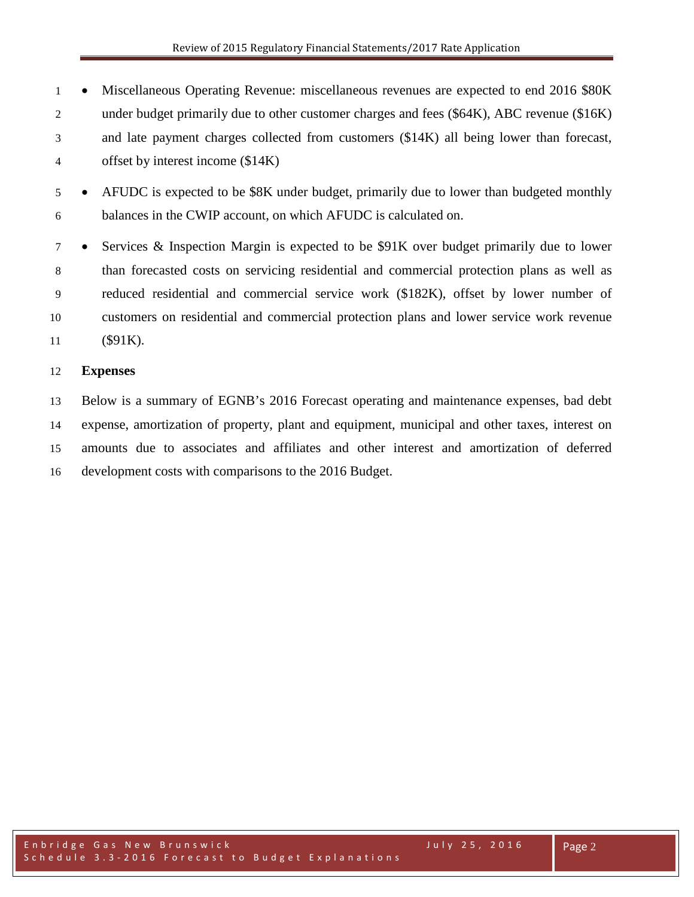- Miscellaneous Operating Revenue: miscellaneous revenues are expected to end 2016 $80K under budget primarily due to other customer charges and fees ($64K), ABC revenue ($16K) and late payment charges collected from customers ($14K) all being lower than forecast, offset by interest income ($14K)
- AFUDC is expected to be $8K under budget, primarily due to lower than budgeted monthly balances in the CWIP account, on which AFUDC is calculated on.
- Services & Inspection Margin is expected to be $91K over budget primarily due to lower than forecasted costs on servicing residential and commercial protection plans as well as reduced residential and commercial service work ($182K), offset by lower number of customers on residential and commercial protection plans and lower service work revenue ($91K).

**Expenses**

Below is a summary of EGNB's 2016 Forecast operating and maintenance expenses, bad debt expense, amortization of property, plant and equipment, municipal and other taxes, interest on amounts due to associates and affiliates and other interest and amortization of deferred development costs with comparisons to the 2016 Budget.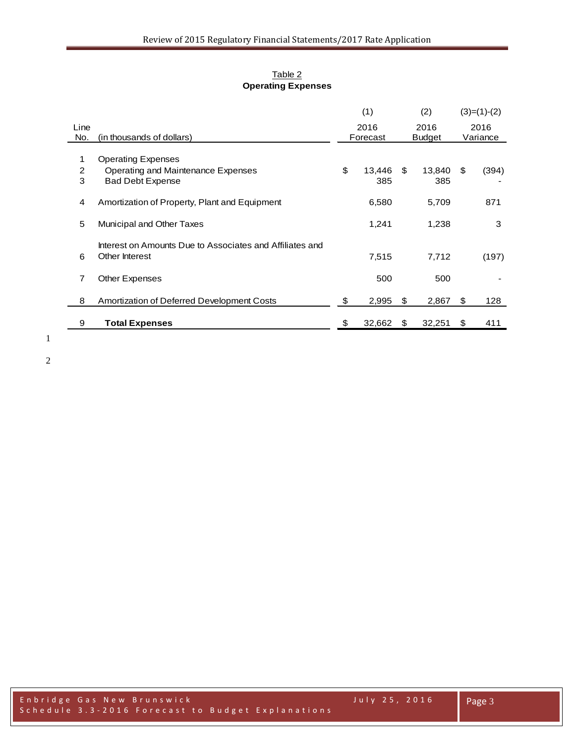Table 2

**Operating Expenses**

| Line No. | (in thousands of dollars) | (1) 2016 Forecast | (2) 2016 Budget | (3)=(1)-(2) 2016 Variance |
|---|---|---|---|---|
| 1 | Operating Expenses | | | |
| 2 | Operating and Maintenance Expenses | $ 13,446 | $ 13,840 | $ (394) |
| 3 | Bad Debt Expense | 385 | 385 | - |
| 4 | Amortization of Property, Plant and Equipment | 6,580 | 5,709 | 871 |
| 5 | Municipal and Other Taxes | 1,241 | 1,238 | 3 |
| 6 | Interest on Amounts Due to Associates and Affiliates and Other Interest | 7,515 | 7,712 | (197) |
| 7 | Other Expenses | 500 | 500 | - |
| 8 | Amortization of Deferred Development Costs | $ 2,995 | $ 2,867 | $ 128 |
| 9 | **Total Expenses** | $ 32,662 | $ 32,251 | $ 411 |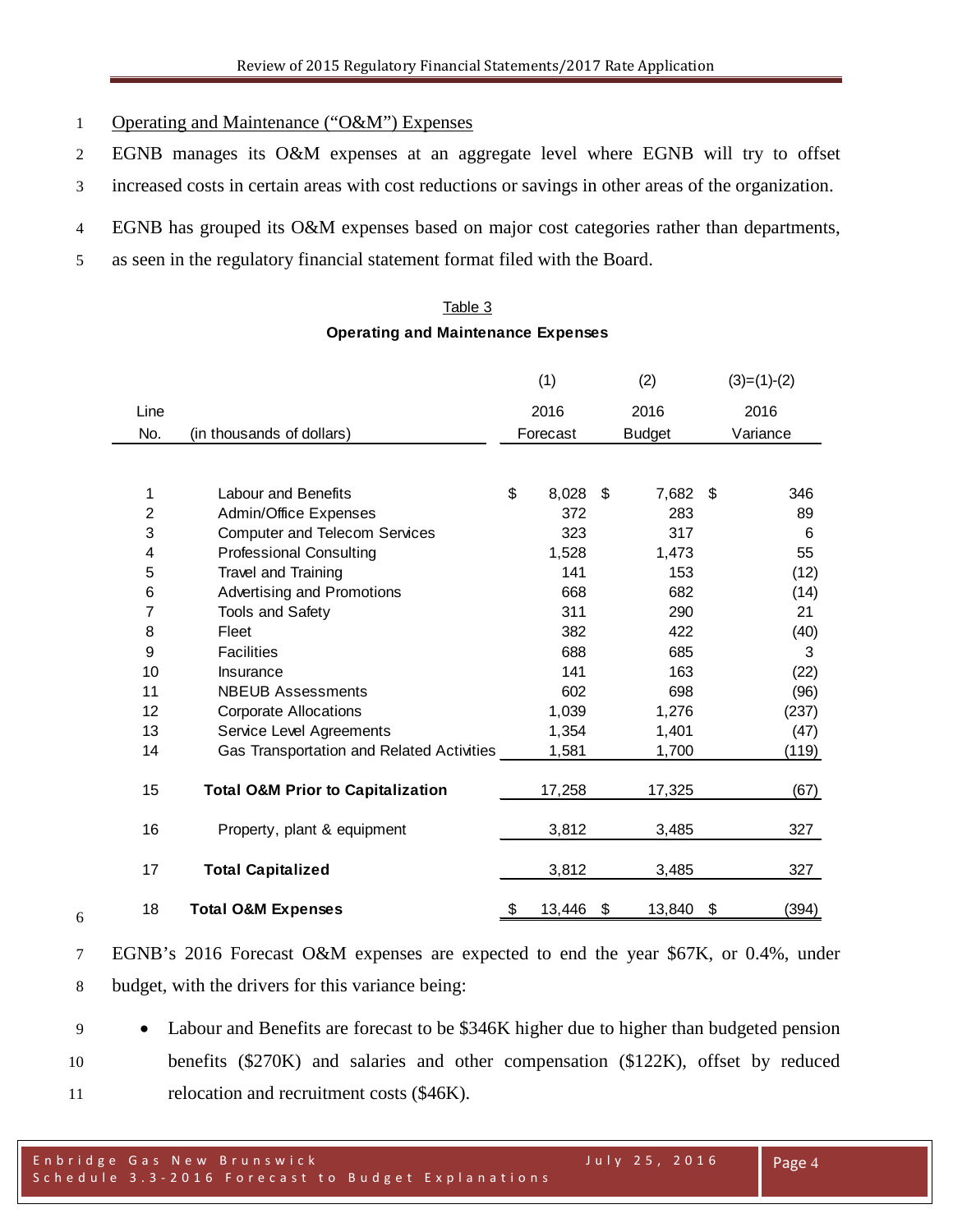Operating and Maintenance ("O&M") Expenses

EGNB manages its O&M expenses at an aggregate level where EGNB will try to offset increased costs in certain areas with cost reductions or savings in other areas of the organization.

EGNB has grouped its O&M expenses based on major cost categories rather than departments, as seen in the regulatory financial statement format filed with the Board.

Table 3

**Operating and Maintenance Expenses**

| Line No. | (in thousands of dollars) | (1) 2016 Forecast | (2) 2016 Budget | (3)=(1)-(2) 2016 Variance |
|---|---|---|---|---|
| 1 | Labour and Benefits | $ 8,028 | $ 7,682 | $ 346 |
| 2 | Admin/Office Expenses | 372 | 283 | 89 |
| 3 | Computer and Telecom Services | 323 | 317 | 6 |
| 4 | Professional Consulting | 1,528 | 1,473 | 55 |
| 5 | Travel and Training | 141 | 153 | (12) |
| 6 | Advertising and Promotions | 668 | 682 | (14) |
| 7 | Tools and Safety | 311 | 290 | 21 |
| 8 | Fleet | 382 | 422 | (40) |
| 9 | Facilities | 688 | 685 | 3 |
| 10 | Insurance | 141 | 163 | (22) |
| 11 | NBEUB Assessments | 602 | 698 | (96) |
| 12 | Corporate Allocations | 1,039 | 1,276 | (237) |
| 13 | Service Level Agreements | 1,354 | 1,401 | (47) |
| 14 | Gas Transportation and Related Activities | 1,581 | 1,700 | (119) |
| 15 | **Total O&M Prior to Capitalization** | 17,258 | 17,325 | (67) |
| 16 | Property, plant & equipment | 3,812 | 3,485 | 327 |
| 17 | **Total Capitalized** | 3,812 | 3,485 | 327 |
| 18 | **Total O&M Expenses** | $ 13,446 | $ 13,840 | $ (394) |

EGNB's 2016 Forecast O&M expenses are expected to end the year $67K, or 0.4%, under budget, with the drivers for this variance being:

- Labour and Benefits are forecast to be $346K higher due to higher than budgeted pension benefits ($270K) and salaries and other compensation ($122K), offset by reduced relocation and recruitment costs ($46K).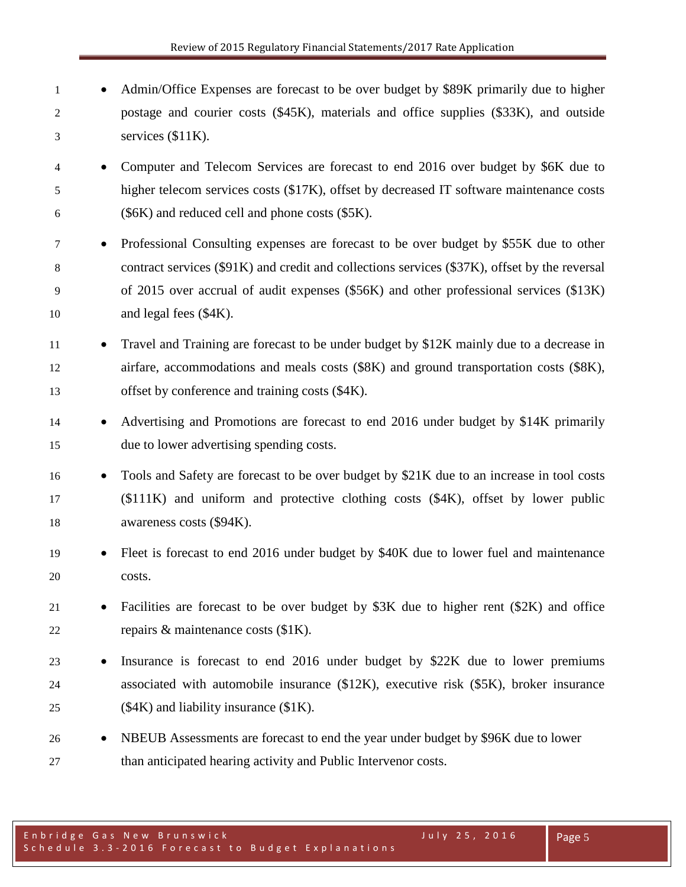- Admin/Office Expenses are forecast to be over budget by $89K primarily due to higher postage and courier costs ($45K), materials and office supplies ($33K), and outside services ($11K).
- Computer and Telecom Services are forecast to end 2016 over budget by $6K due to higher telecom services costs ($17K), offset by decreased IT software maintenance costs ($6K) and reduced cell and phone costs ($5K).
- Professional Consulting expenses are forecast to be over budget by $55K due to other contract services ($91K) and credit and collections services ($37K), offset by the reversal of 2015 over accrual of audit expenses ($56K) and other professional services ($13K) and legal fees ($4K).
- Travel and Training are forecast to be under budget by $12K mainly due to a decrease in airfare, accommodations and meals costs ($8K) and ground transportation costs ($8K), offset by conference and training costs ($4K).
- Advertising and Promotions are forecast to end 2016 under budget by $14K primarily due to lower advertising spending costs.
- Tools and Safety are forecast to be over budget by $21K due to an increase in tool costs ($111K) and uniform and protective clothing costs ($4K), offset by lower public awareness costs ($94K).
- Fleet is forecast to end 2016 under budget by $40K due to lower fuel and maintenance costs.
- Facilities are forecast to be over budget by $3K due to higher rent ($2K) and office repairs & maintenance costs ($1K).
- Insurance is forecast to end 2016 under budget by $22K due to lower premiums associated with automobile insurance ($12K), executive risk ($5K), broker insurance ($4K) and liability insurance ($1K).
- NBEUB Assessments are forecast to end the year under budget by $96K due to lower than anticipated hearing activity and Public Intervenor costs.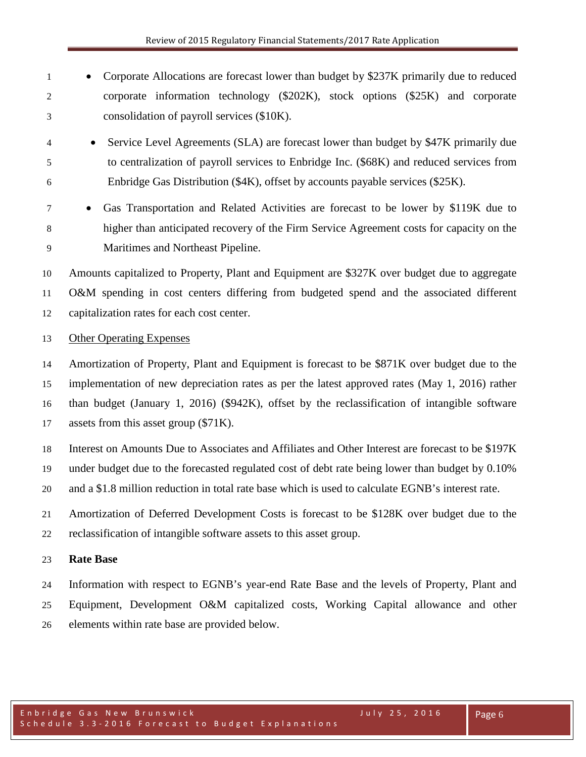- Corporate Allocations are forecast lower than budget by $237K primarily due to reduced corporate information technology ($202K), stock options ($25K) and corporate consolidation of payroll services ($10K).
- Service Level Agreements (SLA) are forecast lower than budget by $47K primarily due to centralization of payroll services to Enbridge Inc. ($68K) and reduced services from Enbridge Gas Distribution ($4K), offset by accounts payable services ($25K).
- Gas Transportation and Related Activities are forecast to be lower by $119K due to higher than anticipated recovery of the Firm Service Agreement costs for capacity on the Maritimes and Northeast Pipeline.

Amounts capitalized to Property, Plant and Equipment are $327K over budget due to aggregate O&M spending in cost centers differing from budgeted spend and the associated different capitalization rates for each cost center.

Other Operating Expenses

Amortization of Property, Plant and Equipment is forecast to be $871K over budget due to the implementation of new depreciation rates as per the latest approved rates (May 1, 2016) rather than budget (January 1, 2016) ($942K), offset by the reclassification of intangible software assets from this asset group ($71K).

Interest on Amounts Due to Associates and Affiliates and Other Interest are forecast to be $197K under budget due to the forecasted regulated cost of debt rate being lower than budget by 0.10% and a $1.8 million reduction in total rate base which is used to calculate EGNB's interest rate.

Amortization of Deferred Development Costs is forecast to be $128K over budget due to the reclassification of intangible software assets to this asset group.

**Rate Base**

Information with respect to EGNB's year-end Rate Base and the levels of Property, Plant and Equipment, Development O&M capitalized costs, Working Capital allowance and other elements within rate base are provided below.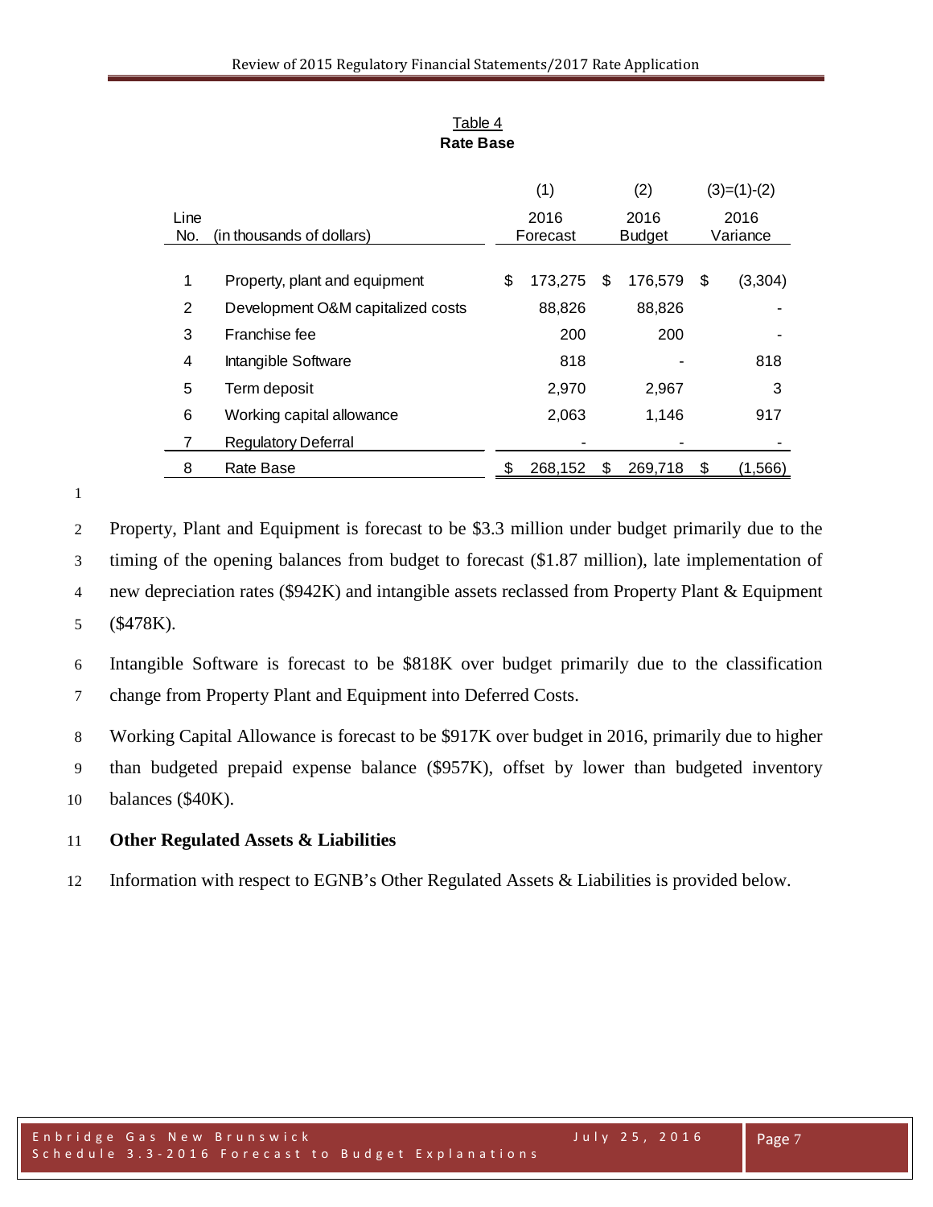Table 4

**Rate Base**

| Line No. | (in thousands of dollars) | (1) 2016 Forecast | (2) 2016 Budget | (3)=(1)-(2) 2016 Variance |
|---|---|---|---|---|
| 1 | Property, plant and equipment | $ 173,275 | $ 176,579 | $ (3,304) |
| 2 | Development O&M capitalized costs | 88,826 | 88,826 | - |
| 3 | Franchise fee | 200 | 200 | - |
| 4 | Intangible Software | 818 | - | 818 |
| 5 | Term deposit | 2,970 | 2,967 | 3 |
| 6 | Working capital allowance | 2,063 | 1,146 | 917 |
| 7 | Regulatory Deferral | - | - | - |
| 8 | Rate Base | $ 268,152 | $ 269,718 | $ (1,566) |

Property, Plant and Equipment is forecast to be $3.3 million under budget primarily due to the timing of the opening balances from budget to forecast ($1.87 million), late implementation of new depreciation rates ($942K) and intangible assets reclassed from Property Plant & Equipment ($478K).

Intangible Software is forecast to be $818K over budget primarily due to the classification change from Property Plant and Equipment into Deferred Costs.

Working Capital Allowance is forecast to be $917K over budget in 2016, primarily due to higher than budgeted prepaid expense balance ($957K), offset by lower than budgeted inventory balances ($40K).

**Other Regulated Assets & Liabilities**

Information with respect to EGNB's Other Regulated Assets & Liabilities is provided below.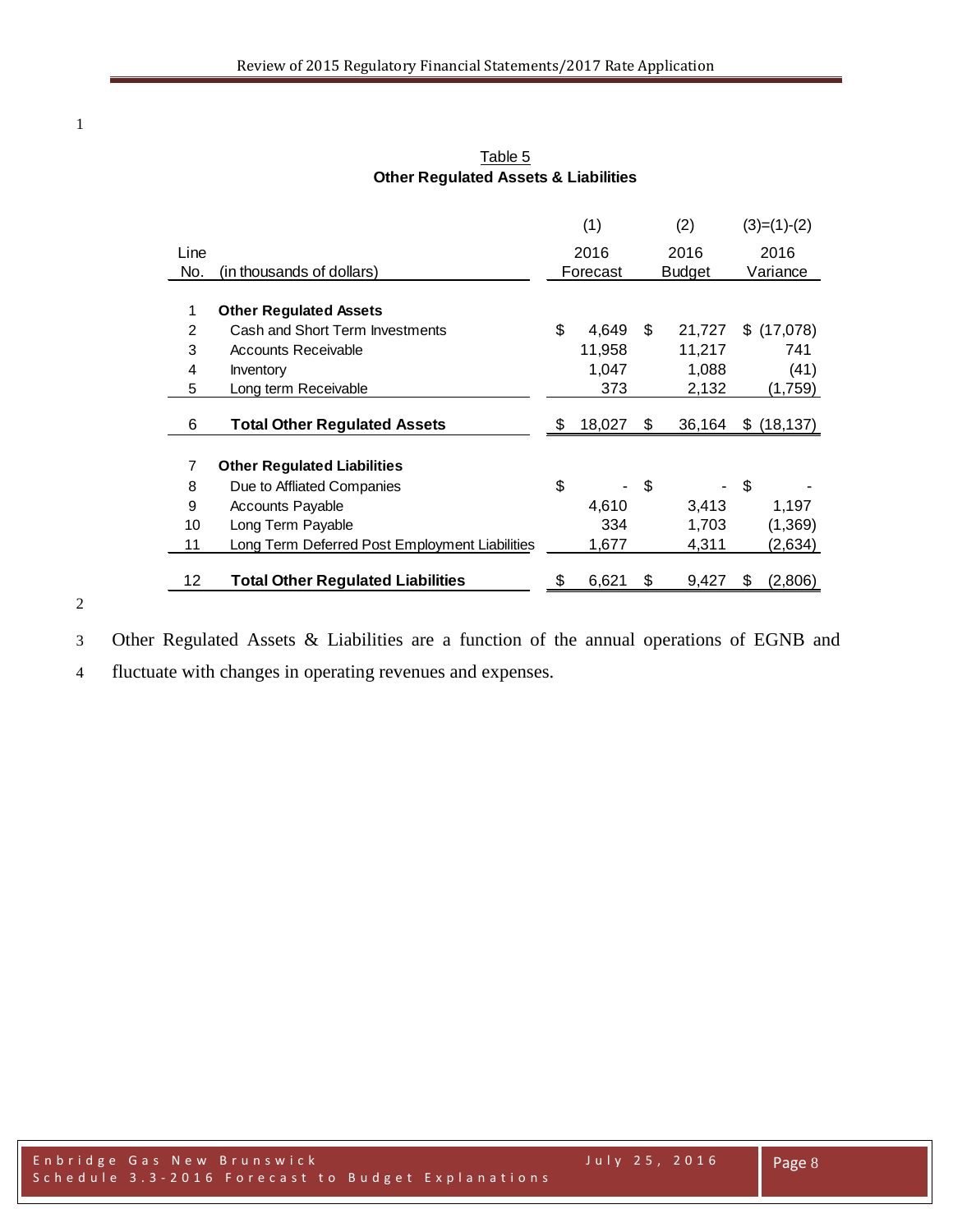Table 5

**Other Regulated Assets & Liabilities**

| Line No. | (in thousands of dollars) | (1) 2016 Forecast | (2) 2016 Budget | (3)=(1)-(2) 2016 Variance |
|---|---|---|---|---|
| 1 | **Other Regulated Assets** | | | |
| 2 | Cash and Short Term Investments | $ 4,649 | $ 21,727 | $ (17,078) |
| 3 | Accounts Receivable | 11,958 | 11,217 | 741 |
| 4 | Inventory | 1,047 | 1,088 | (41) |
| 5 | Long term Receivable | 373 | 2,132 | (1,759) |
| 6 | **Total Other Regulated Assets** | $ 18,027 | $ 36,164 | $ (18,137) |
| 7 | **Other Regulated Liabilities** | | | |
| 8 | Due to Affliated Companies | $ - | $ - | $ - |
| 9 | Accounts Payable | 4,610 | 3,413 | 1,197 |
| 10 | Long Term Payable | 334 | 1,703 | (1,369) |
| 11 | Long Term Deferred Post Employment Liabilities | 1,677 | 4,311 | (2,634) |
| 12 | **Total Other Regulated Liabilities** | $ 6,621 | $ 9,427 | $ (2,806) |

Other Regulated Assets & Liabilities are a function of the annual operations of EGNB and fluctuate with changes in operating revenues and expenses.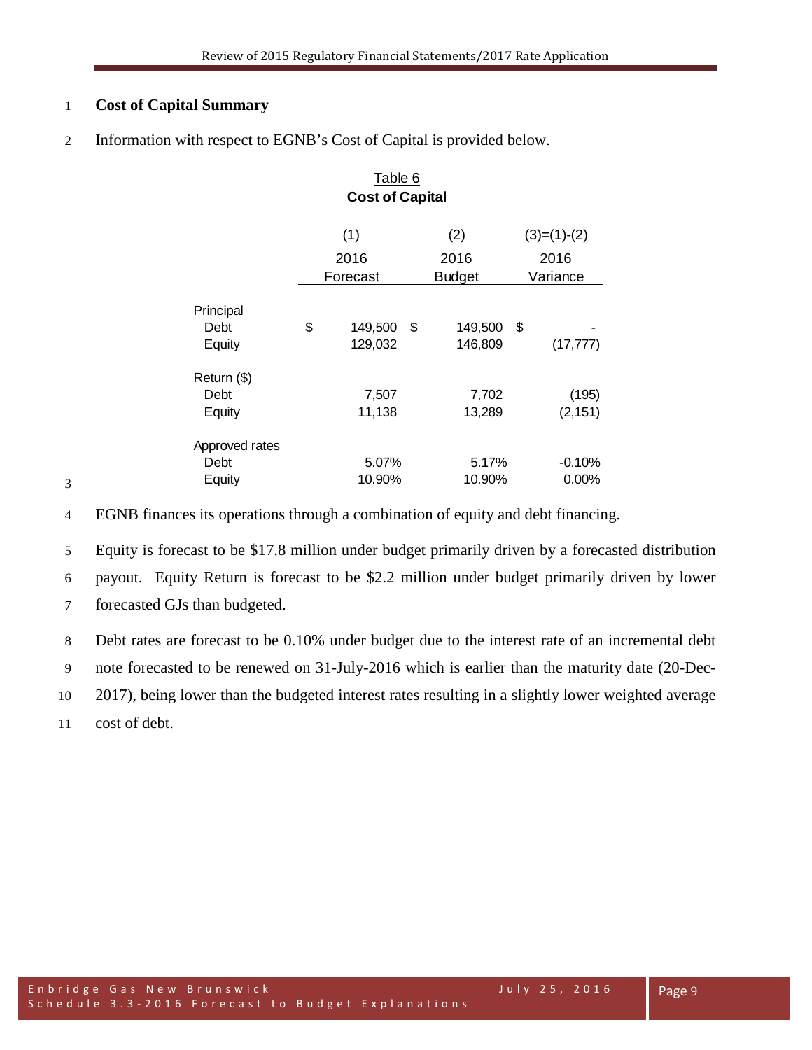## Cost of Capital Summary

Information with respect to EGNB's Cost of Capital is provided below.

Table 6
**Cost of Capital**

| | (1)<br>2016<br>Forecast | (2)<br>2016<br>Budget | (3)=(1)-(2)<br>2016<br>Variance |
|---|---|---|---|
| Principal | | | |
| Debt | $ 149,500 | $ 149,500 | $ - |
| Equity | 129,032 | 146,809 | (17,777) |
| Return ($) | | | |
| Debt | 7,507 | 7,702 | (195) |
| Equity | 11,138 | 13,289 | (2,151) |
| Approved rates | | | |
| Debt | 5.07% | 5.17% | -0.10% |
| Equity | 10.90% | 10.90% | 0.00% |

EGNB finances its operations through a combination of equity and debt financing.

Equity is forecast to be $17.8 million under budget primarily driven by a forecasted distribution payout. Equity Return is forecast to be $2.2 million under budget primarily driven by lower forecasted GJs than budgeted.

Debt rates are forecast to be 0.10% under budget due to the interest rate of an incremental debt note forecasted to be renewed on 31-July-2016 which is earlier than the maturity date (20-Dec-2017), being lower than the budgeted interest rates resulting in a slightly lower weighted average cost of debt.